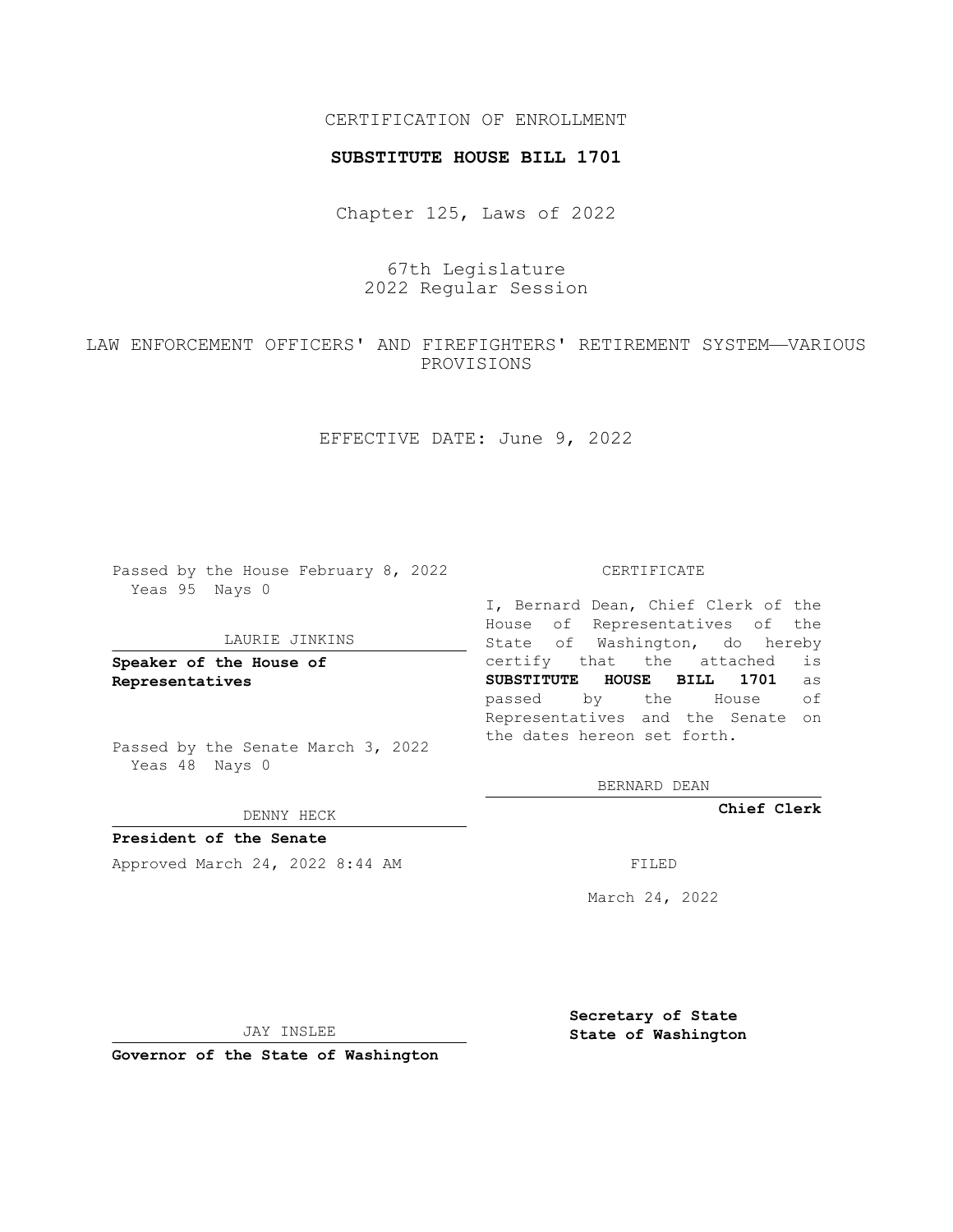CERTIFICATION OF ENROLLMENT

**SUBSTITUTE HOUSE BILL 1701**

Chapter 125, Laws of 2022

67th Legislature
2022 Regular Session

LAW ENFORCEMENT OFFICERS' AND FIREFIGHTERS' RETIREMENT SYSTEM—VARIOUS PROVISIONS

EFFECTIVE DATE: June 9, 2022

Passed by the House February 8, 2022
Yeas 95 Nays 0

LAURIE JINKINS

**Speaker of the House of Representatives**

Passed by the Senate March 3, 2022
Yeas 48 Nays 0

DENNY HECK

**President of the Senate**

Approved March 24, 2022 8:44 AM

JAY INSLEE

**Governor of the State of Washington**

CERTIFICATE

I, Bernard Dean, Chief Clerk of the House of Representatives of the State of Washington, do hereby certify that the attached is **SUBSTITUTE HOUSE BILL 1701** as passed by the House of Representatives and the Senate on the dates hereon set forth.

BERNARD DEAN

**Chief Clerk**

FILED

March 24, 2022

**Secretary of State**
**State of Washington**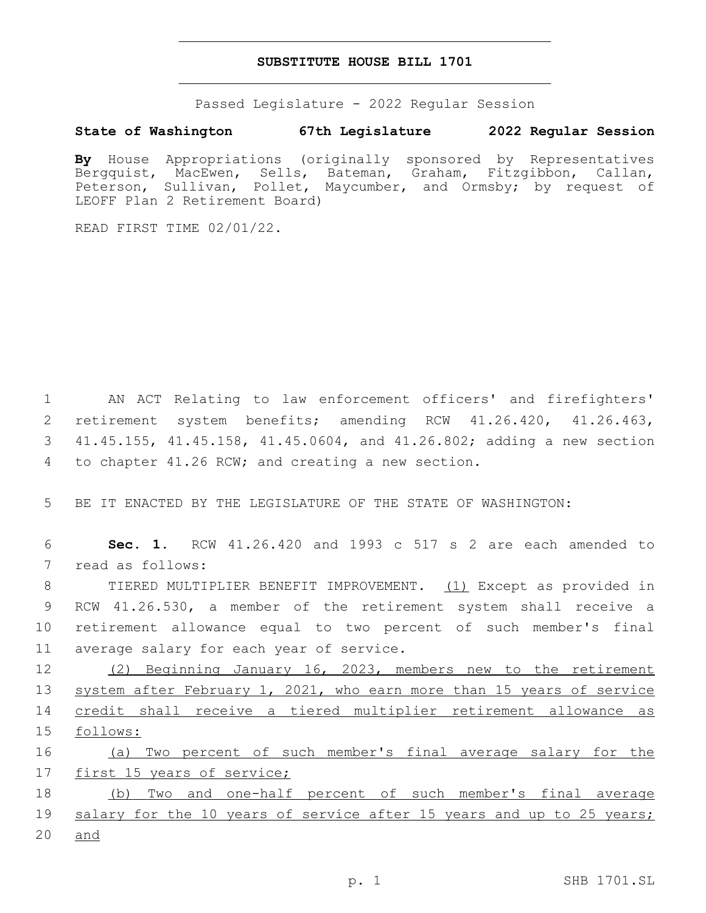# SUBSTITUTE HOUSE BILL 1701

Passed Legislature - 2022 Regular Session

**State of Washington 67th Legislature 2022 Regular Session**

**By** House Appropriations (originally sponsored by Representatives Bergquist, MacEwen, Sells, Bateman, Graham, Fitzgibbon, Callan, Peterson, Sullivan, Pollet, Maycumber, and Ormsby; by request of LEOFF Plan 2 Retirement Board)

READ FIRST TIME 02/01/22.

AN ACT Relating to law enforcement officers' and firefighters' retirement system benefits; amending RCW 41.26.420, 41.26.463, 41.45.155, 41.45.158, 41.45.0604, and 41.26.802; adding a new section to chapter 41.26 RCW; and creating a new section.

BE IT ENACTED BY THE LEGISLATURE OF THE STATE OF WASHINGTON:

**Sec. 1.** RCW 41.26.420 and 1993 c 517 s 2 are each amended to read as follows:

TIERED MULTIPLIER BENEFIT IMPROVEMENT. (1) Except as provided in RCW 41.26.530, a member of the retirement system shall receive a retirement allowance equal to two percent of such member's final average salary for each year of service.

(2) Beginning January 16, 2023, members new to the retirement system after February 1, 2021, who earn more than 15 years of service credit shall receive a tiered multiplier retirement allowance as follows:

(a) Two percent of such member's final average salary for the first 15 years of service;

(b) Two and one-half percent of such member's final average salary for the 10 years of service after 15 years and up to 25 years; and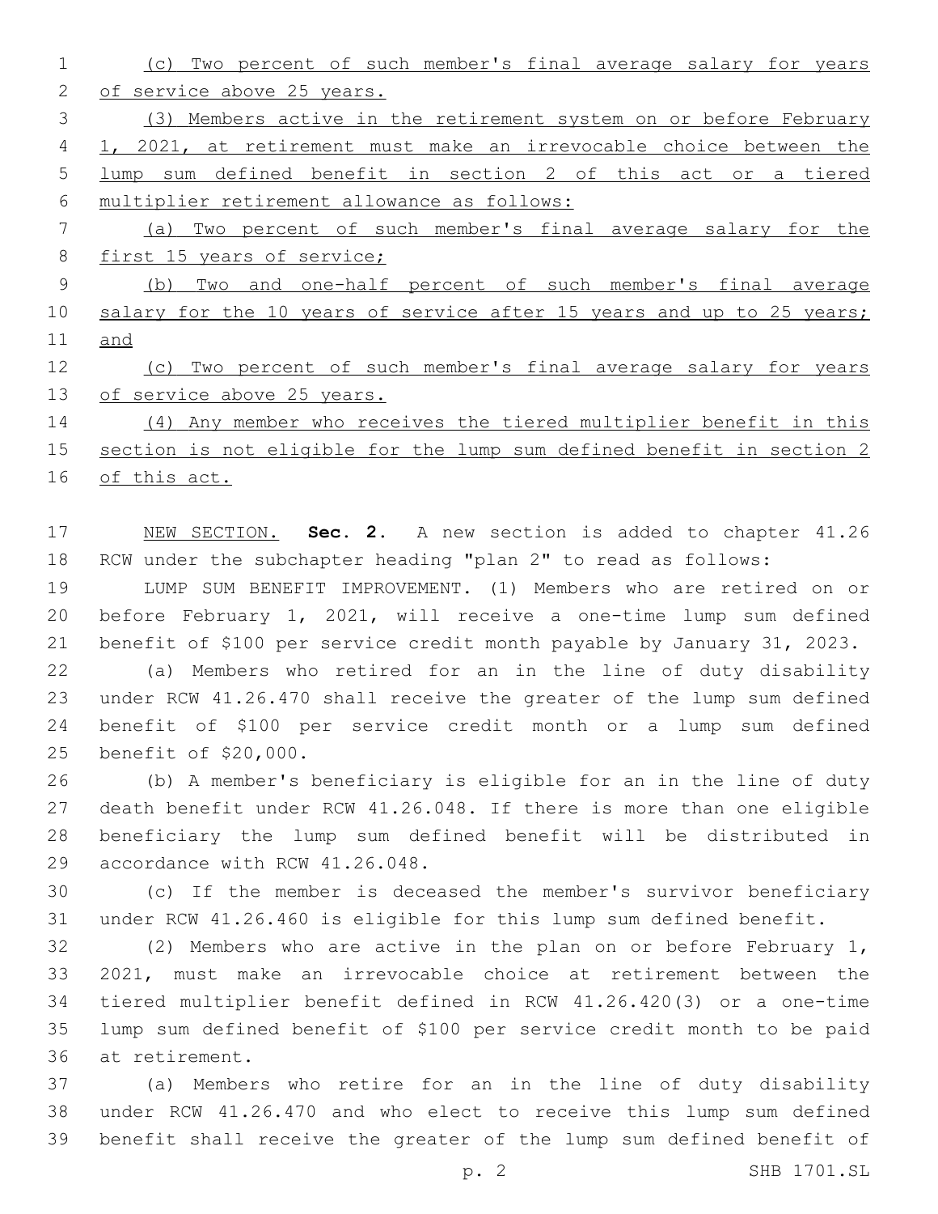(c) Two percent of such member's final average salary for years of service above 25 years.

(3) Members active in the retirement system on or before February 1, 2021, at retirement must make an irrevocable choice between the lump sum defined benefit in section 2 of this act or a tiered multiplier retirement allowance as follows:

(a) Two percent of such member's final average salary for the first 15 years of service;

(b) Two and one-half percent of such member's final average salary for the 10 years of service after 15 years and up to 25 years; and

(c) Two percent of such member's final average salary for years of service above 25 years.

(4) Any member who receives the tiered multiplier benefit in this section is not eligible for the lump sum defined benefit in section 2 of this act.

NEW SECTION. **Sec. 2.** A new section is added to chapter 41.26 RCW under the subchapter heading "plan 2" to read as follows:

LUMP SUM BENEFIT IMPROVEMENT. (1) Members who are retired on or before February 1, 2021, will receive a one-time lump sum defined benefit of $100 per service credit month payable by January 31, 2023.

(a) Members who retired for an in the line of duty disability under RCW 41.26.470 shall receive the greater of the lump sum defined benefit of $100 per service credit month or a lump sum defined benefit of $20,000.

(b) A member's beneficiary is eligible for an in the line of duty death benefit under RCW 41.26.048. If there is more than one eligible beneficiary the lump sum defined benefit will be distributed in accordance with RCW 41.26.048.

(c) If the member is deceased the member's survivor beneficiary under RCW 41.26.460 is eligible for this lump sum defined benefit.

(2) Members who are active in the plan on or before February 1, 2021, must make an irrevocable choice at retirement between the tiered multiplier benefit defined in RCW 41.26.420(3) or a one-time lump sum defined benefit of $100 per service credit month to be paid at retirement.

(a) Members who retire for an in the line of duty disability under RCW 41.26.470 and who elect to receive this lump sum defined benefit shall receive the greater of the lump sum defined benefit of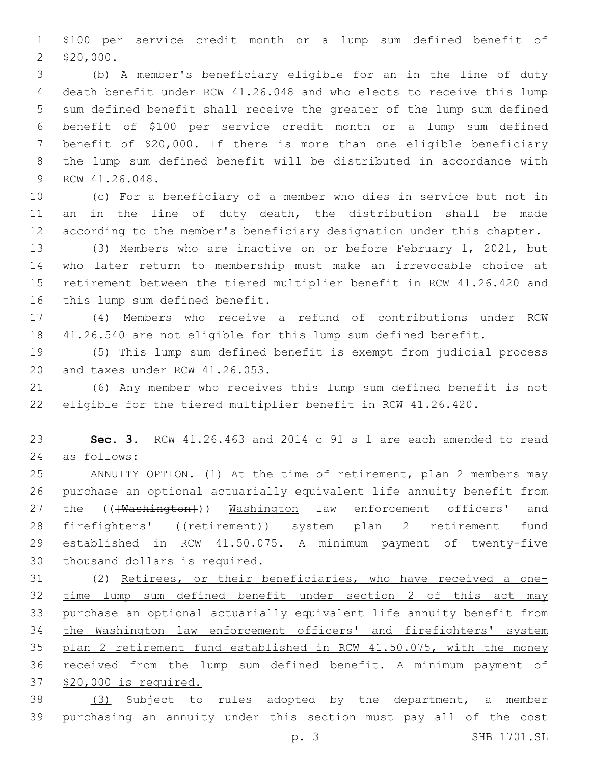$100 per service credit month or a lump sum defined benefit of $20,000.

(b) A member's beneficiary eligible for an in the line of duty death benefit under RCW 41.26.048 and who elects to receive this lump sum defined benefit shall receive the greater of the lump sum defined benefit of $100 per service credit month or a lump sum defined benefit of $20,000. If there is more than one eligible beneficiary the lump sum defined benefit will be distributed in accordance with RCW 41.26.048.

(c) For a beneficiary of a member who dies in service but not in an in the line of duty death, the distribution shall be made according to the member's beneficiary designation under this chapter.

(3) Members who are inactive on or before February 1, 2021, but who later return to membership must make an irrevocable choice at retirement between the tiered multiplier benefit in RCW 41.26.420 and this lump sum defined benefit.

(4) Members who receive a refund of contributions under RCW 41.26.540 are not eligible for this lump sum defined benefit.

(5) This lump sum defined benefit is exempt from judicial process and taxes under RCW 41.26.053.

(6) Any member who receives this lump sum defined benefit is not eligible for the tiered multiplier benefit in RCW 41.26.420.

**Sec. 3.** RCW 41.26.463 and 2014 c 91 s 1 are each amended to read as follows:

ANNUITY OPTION. (1) At the time of retirement, plan 2 members may purchase an optional actuarially equivalent life annuity benefit from the (([Washington])) Washington law enforcement officers' and firefighters' ((retirement)) system plan 2 retirement fund established in RCW 41.50.075. A minimum payment of twenty-five thousand dollars is required.

(2) Retirees, or their beneficiaries, who have received a one-time lump sum defined benefit under section 2 of this act may purchase an optional actuarially equivalent life annuity benefit from the Washington law enforcement officers' and firefighters' system plan 2 retirement fund established in RCW 41.50.075, with the money received from the lump sum defined benefit. A minimum payment of $20,000 is required.

(3) Subject to rules adopted by the department, a member purchasing an annuity under this section must pay all of the cost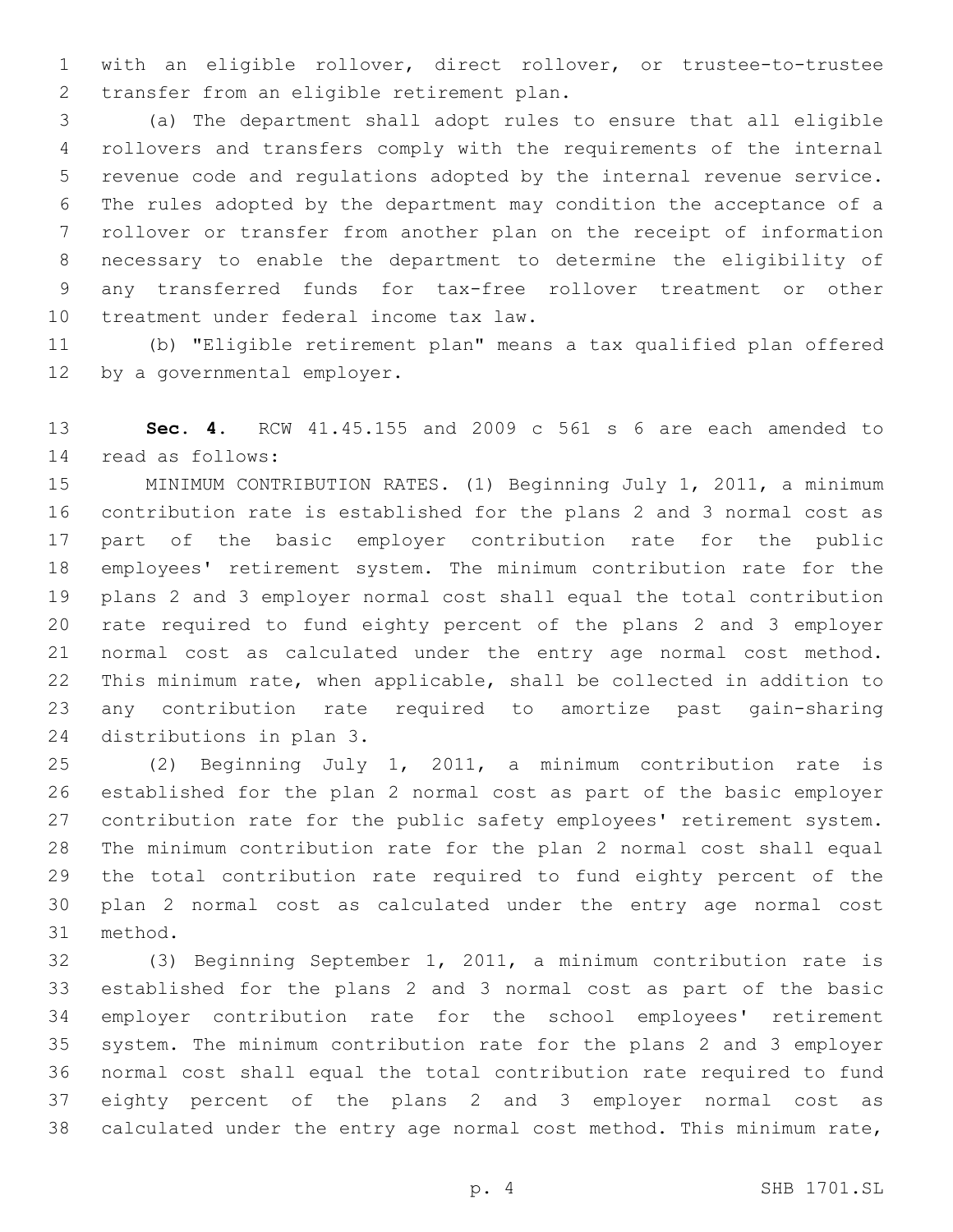with an eligible rollover, direct rollover, or trustee-to-trustee transfer from an eligible retirement plan.

(a) The department shall adopt rules to ensure that all eligible rollovers and transfers comply with the requirements of the internal revenue code and regulations adopted by the internal revenue service. The rules adopted by the department may condition the acceptance of a rollover or transfer from another plan on the receipt of information necessary to enable the department to determine the eligibility of any transferred funds for tax-free rollover treatment or other treatment under federal income tax law.

(b) "Eligible retirement plan" means a tax qualified plan offered by a governmental employer.

**Sec. 4.** RCW 41.45.155 and 2009 c 561 s 6 are each amended to read as follows:

MINIMUM CONTRIBUTION RATES. (1) Beginning July 1, 2011, a minimum contribution rate is established for the plans 2 and 3 normal cost as part of the basic employer contribution rate for the public employees' retirement system. The minimum contribution rate for the plans 2 and 3 employer normal cost shall equal the total contribution rate required to fund eighty percent of the plans 2 and 3 employer normal cost as calculated under the entry age normal cost method. This minimum rate, when applicable, shall be collected in addition to any contribution rate required to amortize past gain-sharing distributions in plan 3.

(2) Beginning July 1, 2011, a minimum contribution rate is established for the plan 2 normal cost as part of the basic employer contribution rate for the public safety employees' retirement system. The minimum contribution rate for the plan 2 normal cost shall equal the total contribution rate required to fund eighty percent of the plan 2 normal cost as calculated under the entry age normal cost method.

(3) Beginning September 1, 2011, a minimum contribution rate is established for the plans 2 and 3 normal cost as part of the basic employer contribution rate for the school employees' retirement system. The minimum contribution rate for the plans 2 and 3 employer normal cost shall equal the total contribution rate required to fund eighty percent of the plans 2 and 3 employer normal cost as calculated under the entry age normal cost method. This minimum rate,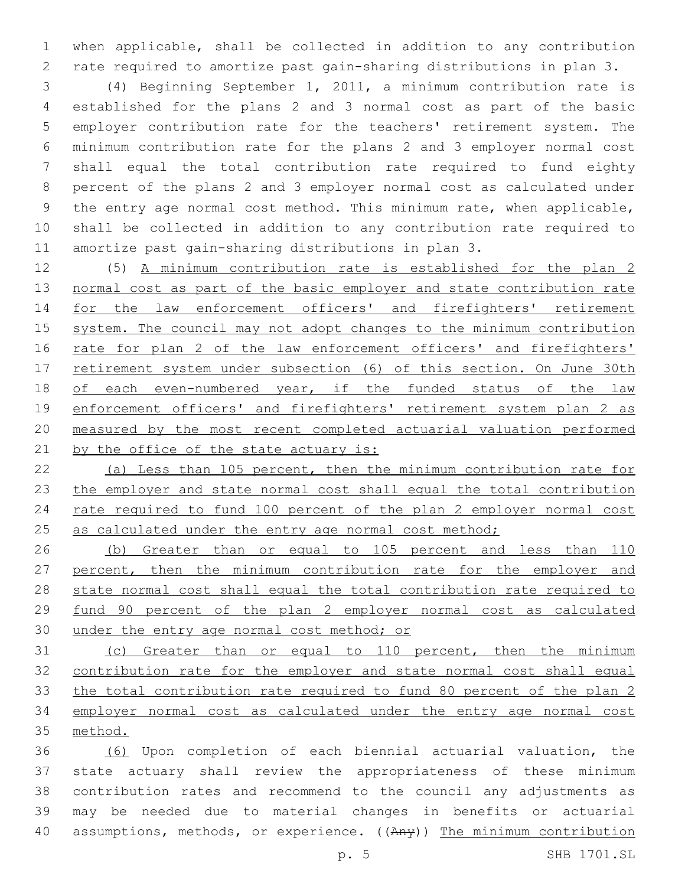when applicable, shall be collected in addition to any contribution rate required to amortize past gain-sharing distributions in plan 3.

(4) Beginning September 1, 2011, a minimum contribution rate is established for the plans 2 and 3 normal cost as part of the basic employer contribution rate for the teachers' retirement system. The minimum contribution rate for the plans 2 and 3 employer normal cost shall equal the total contribution rate required to fund eighty percent of the plans 2 and 3 employer normal cost as calculated under the entry age normal cost method. This minimum rate, when applicable, shall be collected in addition to any contribution rate required to amortize past gain-sharing distributions in plan 3.

(5) <u>A minimum contribution rate is established for the plan 2 normal cost as part of the basic employer and state contribution rate for the law enforcement officers' and firefighters' retirement system. The council may not adopt changes to the minimum contribution rate for plan 2 of the law enforcement officers' and firefighters' retirement system under subsection (6) of this section. On June 30th of each even-numbered year, if the funded status of the law enforcement officers' and firefighters' retirement system plan 2 as measured by the most recent completed actuarial valuation performed by the office of the state actuary is:</u>

<u>(a) Less than 105 percent, then the minimum contribution rate for the employer and state normal cost shall equal the total contribution rate required to fund 100 percent of the plan 2 employer normal cost as calculated under the entry age normal cost method;</u>

<u>(b) Greater than or equal to 105 percent and less than 110 percent, then the minimum contribution rate for the employer and state normal cost shall equal the total contribution rate required to fund 90 percent of the plan 2 employer normal cost as calculated under the entry age normal cost method; or</u>

<u>(c) Greater than or equal to 110 percent, then the minimum contribution rate for the employer and state normal cost shall equal the total contribution rate required to fund 80 percent of the plan 2 employer normal cost as calculated under the entry age normal cost method.</u>

<u>(6)</u> Upon completion of each biennial actuarial valuation, the state actuary shall review the appropriateness of these minimum contribution rates and recommend to the council any adjustments as may be needed due to material changes in benefits or actuarial assumptions, methods, or experience. ((~~Any~~)) <u>The minimum contribution</u>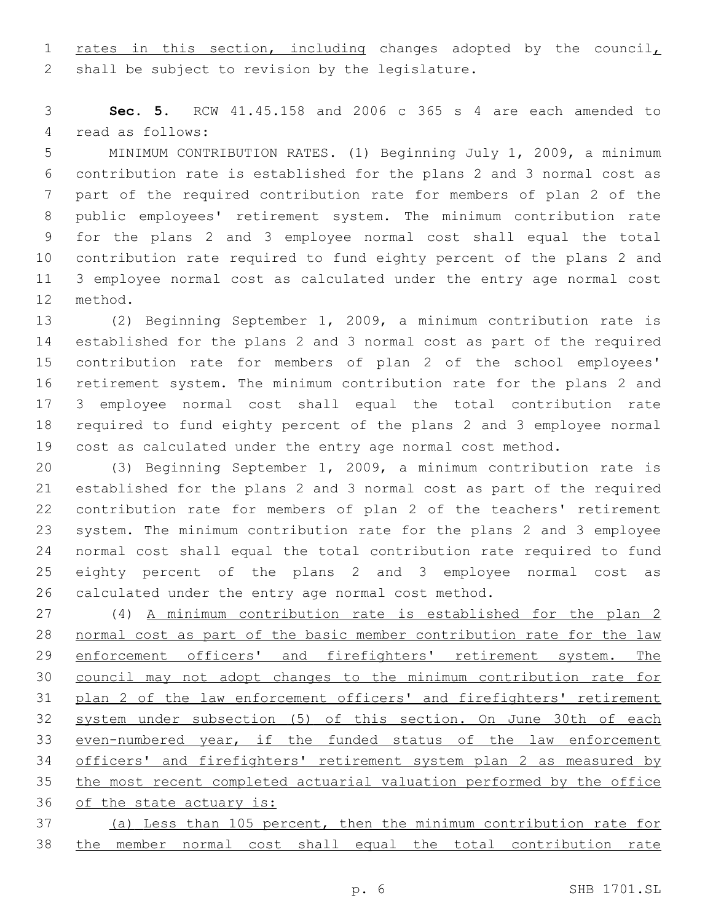rates in this section, including changes adopted by the council, shall be subject to revision by the legislature.

**Sec. 5.** RCW 41.45.158 and 2006 c 365 s 4 are each amended to read as follows:

MINIMUM CONTRIBUTION RATES. (1) Beginning July 1, 2009, a minimum contribution rate is established for the plans 2 and 3 normal cost as part of the required contribution rate for members of plan 2 of the public employees' retirement system. The minimum contribution rate for the plans 2 and 3 employee normal cost shall equal the total contribution rate required to fund eighty percent of the plans 2 and 3 employee normal cost as calculated under the entry age normal cost method.

(2) Beginning September 1, 2009, a minimum contribution rate is established for the plans 2 and 3 normal cost as part of the required contribution rate for members of plan 2 of the school employees' retirement system. The minimum contribution rate for the plans 2 and 3 employee normal cost shall equal the total contribution rate required to fund eighty percent of the plans 2 and 3 employee normal cost as calculated under the entry age normal cost method.

(3) Beginning September 1, 2009, a minimum contribution rate is established for the plans 2 and 3 normal cost as part of the required contribution rate for members of plan 2 of the teachers' retirement system. The minimum contribution rate for the plans 2 and 3 employee normal cost shall equal the total contribution rate required to fund eighty percent of the plans 2 and 3 employee normal cost as calculated under the entry age normal cost method.

(4) A minimum contribution rate is established for the plan 2 normal cost as part of the basic member contribution rate for the law enforcement officers' and firefighters' retirement system. The council may not adopt changes to the minimum contribution rate for plan 2 of the law enforcement officers' and firefighters' retirement system under subsection (5) of this section. On June 30th of each even-numbered year, if the funded status of the law enforcement officers' and firefighters' retirement system plan 2 as measured by the most recent completed actuarial valuation performed by the office of the state actuary is:

(a) Less than 105 percent, then the minimum contribution rate for the member normal cost shall equal the total contribution rate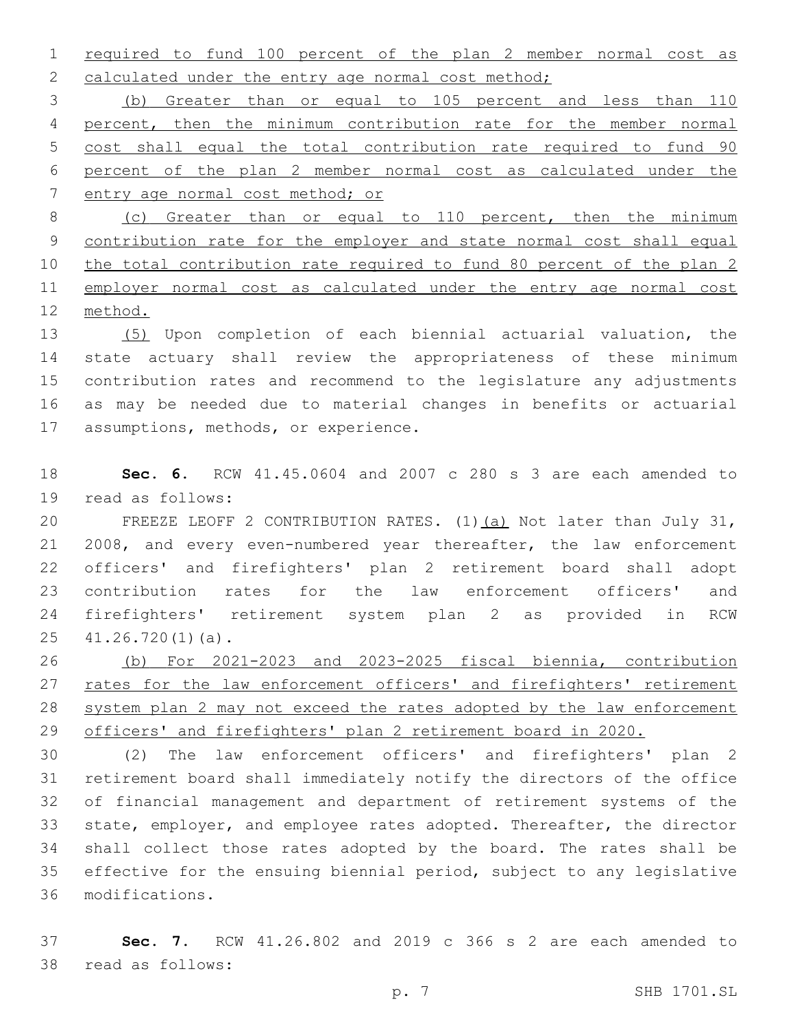required to fund 100 percent of the plan 2 member normal cost as calculated under the entry age normal cost method;

(b) Greater than or equal to 105 percent and less than 110 percent, then the minimum contribution rate for the member normal cost shall equal the total contribution rate required to fund 90 percent of the plan 2 member normal cost as calculated under the entry age normal cost method; or

(c) Greater than or equal to 110 percent, then the minimum contribution rate for the employer and state normal cost shall equal the total contribution rate required to fund 80 percent of the plan 2 employer normal cost as calculated under the entry age normal cost method.

(5) Upon completion of each biennial actuarial valuation, the state actuary shall review the appropriateness of these minimum contribution rates and recommend to the legislature any adjustments as may be needed due to material changes in benefits or actuarial assumptions, methods, or experience.

**Sec. 6.** RCW 41.45.0604 and 2007 c 280 s 3 are each amended to read as follows:

FREEZE LEOFF 2 CONTRIBUTION RATES. (1)(a) Not later than July 31, 2008, and every even-numbered year thereafter, the law enforcement officers' and firefighters' plan 2 retirement board shall adopt contribution rates for the law enforcement officers' and firefighters' retirement system plan 2 as provided in RCW 41.26.720(1)(a).

(b) For 2021-2023 and 2023-2025 fiscal biennia, contribution rates for the law enforcement officers' and firefighters' retirement system plan 2 may not exceed the rates adopted by the law enforcement officers' and firefighters' plan 2 retirement board in 2020.

(2) The law enforcement officers' and firefighters' plan 2 retirement board shall immediately notify the directors of the office of financial management and department of retirement systems of the state, employer, and employee rates adopted. Thereafter, the director shall collect those rates adopted by the board. The rates shall be effective for the ensuing biennial period, subject to any legislative modifications.

**Sec. 7.** RCW 41.26.802 and 2019 c 366 s 2 are each amended to read as follows: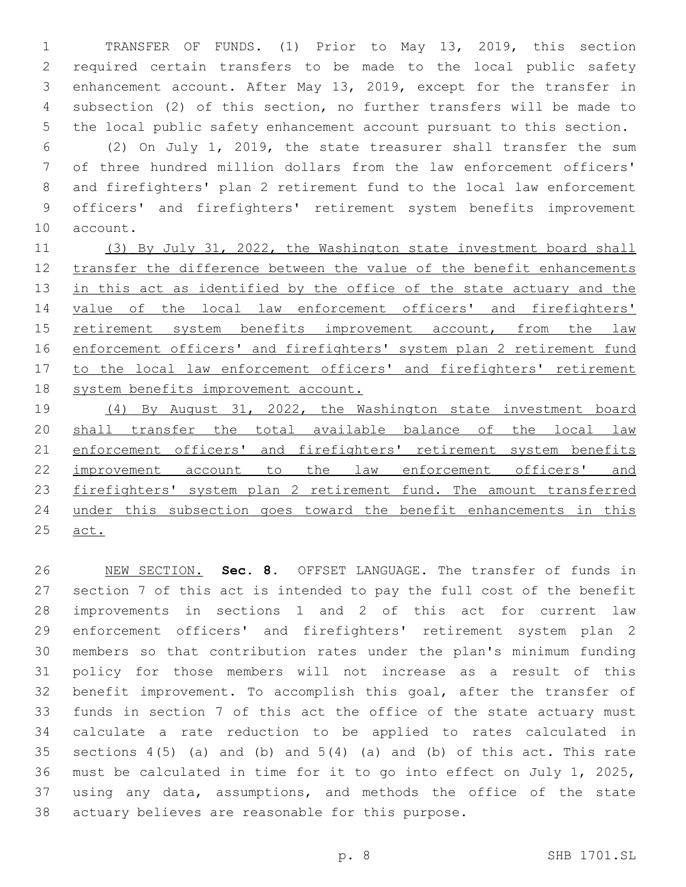TRANSFER OF FUNDS. (1) Prior to May 13, 2019, this section required certain transfers to be made to the local public safety enhancement account. After May 13, 2019, except for the transfer in subsection (2) of this section, no further transfers will be made to the local public safety enhancement account pursuant to this section.

(2) On July 1, 2019, the state treasurer shall transfer the sum of three hundred million dollars from the law enforcement officers' and firefighters' plan 2 retirement fund to the local law enforcement officers' and firefighters' retirement system benefits improvement account.

(3) By July 31, 2022, the Washington state investment board shall transfer the difference between the value of the benefit enhancements in this act as identified by the office of the state actuary and the value of the local law enforcement officers' and firefighters' retirement system benefits improvement account, from the law enforcement officers' and firefighters' system plan 2 retirement fund to the local law enforcement officers' and firefighters' retirement system benefits improvement account.

(4) By August 31, 2022, the Washington state investment board shall transfer the total available balance of the local law enforcement officers' and firefighters' retirement system benefits improvement account to the law enforcement officers' and firefighters' system plan 2 retirement fund. The amount transferred under this subsection goes toward the benefit enhancements in this act.

NEW SECTION. **Sec. 8.** OFFSET LANGUAGE. The transfer of funds in section 7 of this act is intended to pay the full cost of the benefit improvements in sections 1 and 2 of this act for current law enforcement officers' and firefighters' retirement system plan 2 members so that contribution rates under the plan's minimum funding policy for those members will not increase as a result of this benefit improvement. To accomplish this goal, after the transfer of funds in section 7 of this act the office of the state actuary must calculate a rate reduction to be applied to rates calculated in sections 4(5) (a) and (b) and 5(4) (a) and (b) of this act. This rate must be calculated in time for it to go into effect on July 1, 2025, using any data, assumptions, and methods the office of the state actuary believes are reasonable for this purpose.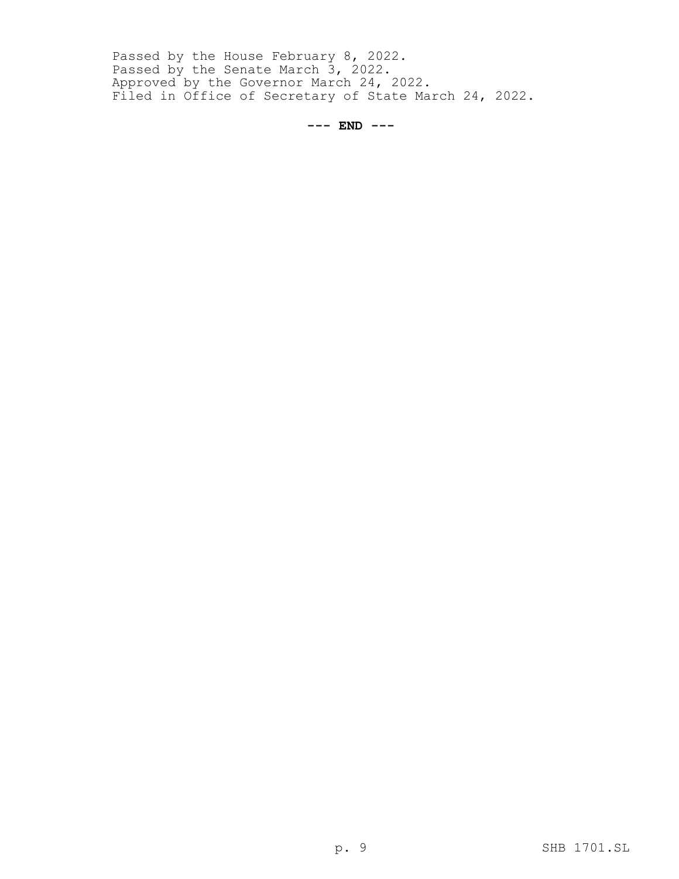Passed by the House February 8, 2022.
Passed by the Senate March 3, 2022.
Approved by the Governor March 24, 2022.
Filed in Office of Secretary of State March 24, 2022.

**--- END ---**